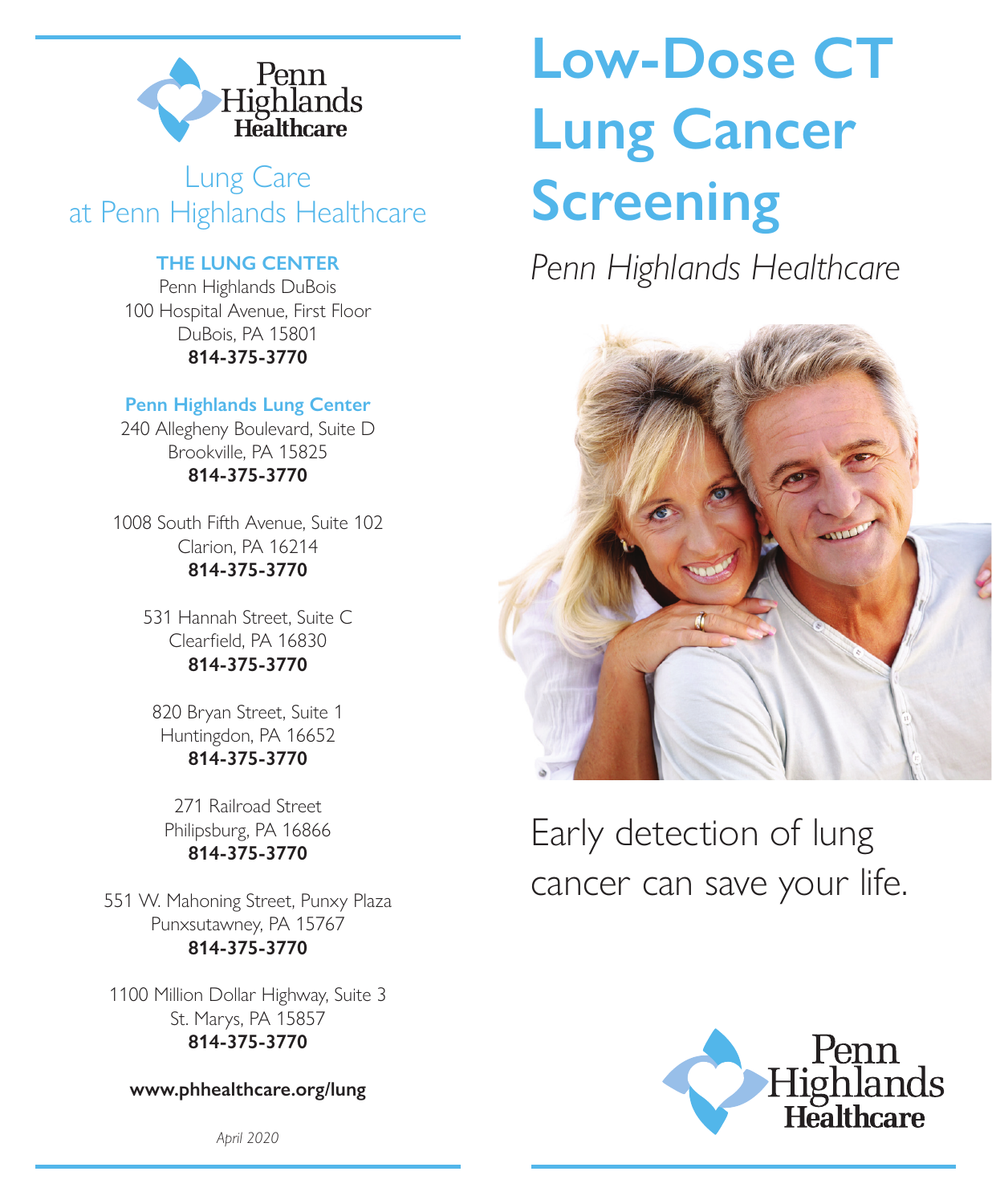# Low-Dose CT Lung Cancer Screening

*Penn Highlands Healthcare*

Early detection of lung cancer can save your life.

Penn Highlands Healthcare

## Lung Care at Penn Highlands Healthcare

**THE LUNG CENTER**
Penn Highlands DuBois
100 Hospital Avenue, First Floor
DuBois, PA 15801
**814-375-3770**

**Penn Highlands Lung Center**
240 Allegheny Boulevard, Suite D
Brookville, PA 15825
**814-375-3770**

1008 South Fifth Avenue, Suite 102
Clarion, PA 16214
**814-375-3770**

531 Hannah Street, Suite C
Clearfield, PA 16830
**814-375-3770**

820 Bryan Street, Suite 1
Huntingdon, PA 16652
**814-375-3770**

271 Railroad Street
Philipsburg, PA 16866
**814-375-3770**

551 W. Mahoning Street, Punxy Plaza
Punxsutawney, PA 15767
**814-375-3770**

1100 Million Dollar Highway, Suite 3
St. Marys, PA 15857
**814-375-3770**

**www.phhealthcare.org/lung**

*April 2020*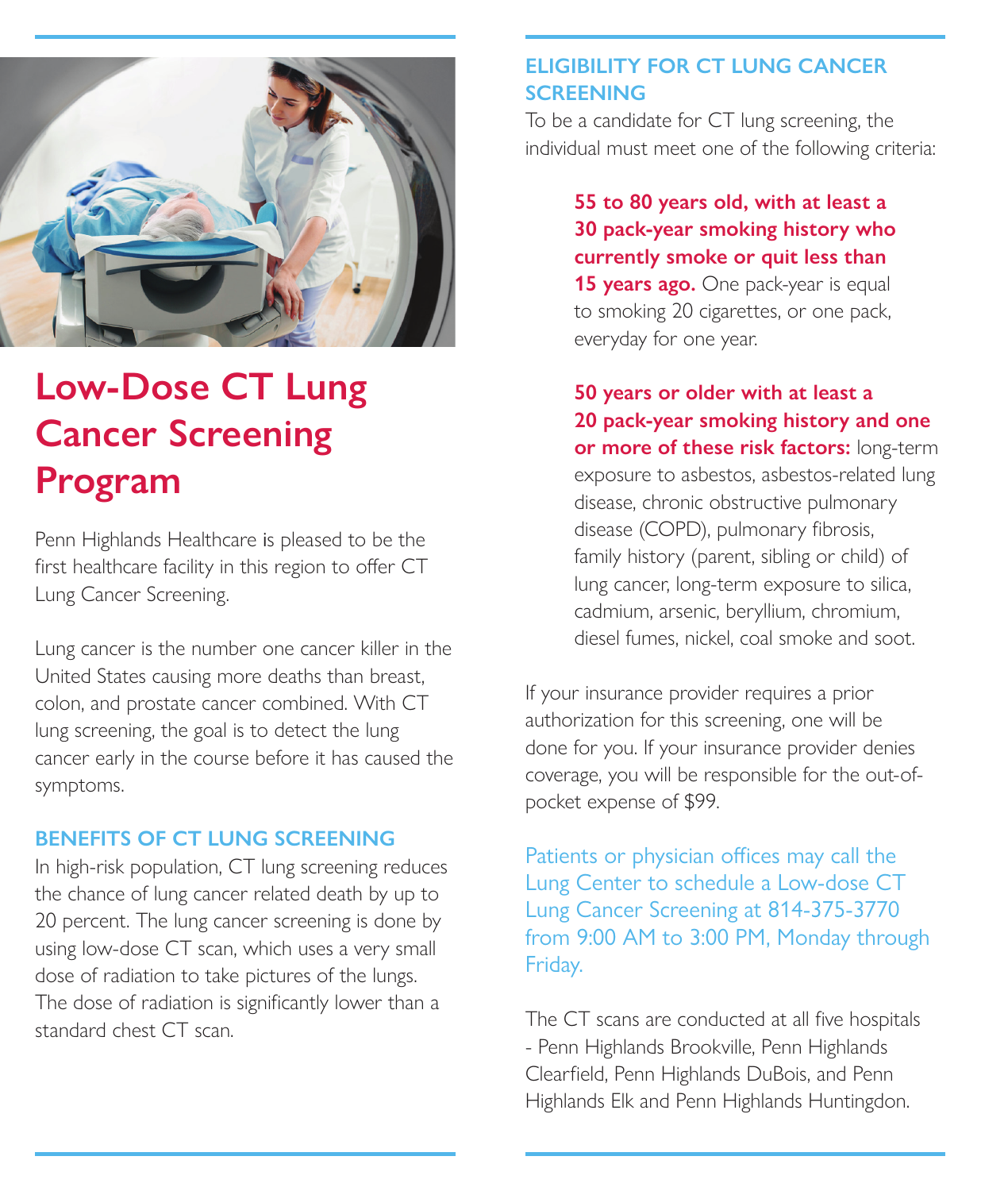# Low-Dose CT Lung Cancer Screening Program

Penn Highlands Healthcare is pleased to be the first healthcare facility in this region to offer CT Lung Cancer Screening.

Lung cancer is the number one cancer killer in the United States causing more deaths than breast, colon, and prostate cancer combined. With CT lung screening, the goal is to detect the lung cancer early in the course before it has caused the symptoms.

## BENEFITS OF CT LUNG SCREENING

In high-risk population, CT lung screening reduces the chance of lung cancer related death by up to 20 percent. The lung cancer screening is done by using low-dose CT scan, which uses a very small dose of radiation to take pictures of the lungs. The dose of radiation is significantly lower than a standard chest CT scan.

## ELIGIBILITY FOR CT LUNG CANCER SCREENING

To be a candidate for CT lung screening, the individual must meet one of the following criteria:

**55 to 80 years old, with at least a 30 pack-year smoking history who currently smoke or quit less than 15 years ago.** One pack-year is equal to smoking 20 cigarettes, or one pack, everyday for one year.

**50 years or older with at least a 20 pack-year smoking history and one or more of these risk factors:** long-term exposure to asbestos, asbestos-related lung disease, chronic obstructive pulmonary disease (COPD), pulmonary fibrosis, family history (parent, sibling or child) of lung cancer, long-term exposure to silica, cadmium, arsenic, beryllium, chromium, diesel fumes, nickel, coal smoke and soot.

If your insurance provider requires a prior authorization for this screening, one will be done for you. If your insurance provider denies coverage, you will be responsible for the out-of-pocket expense of $99.

Patients or physician offices may call the Lung Center to schedule a Low-dose CT Lung Cancer Screening at 814-375-3770 from 9:00 AM to 3:00 PM, Monday through Friday.

The CT scans are conducted at all five hospitals - Penn Highlands Brookville, Penn Highlands Clearfield, Penn Highlands DuBois, and Penn Highlands Elk and Penn Highlands Huntingdon.